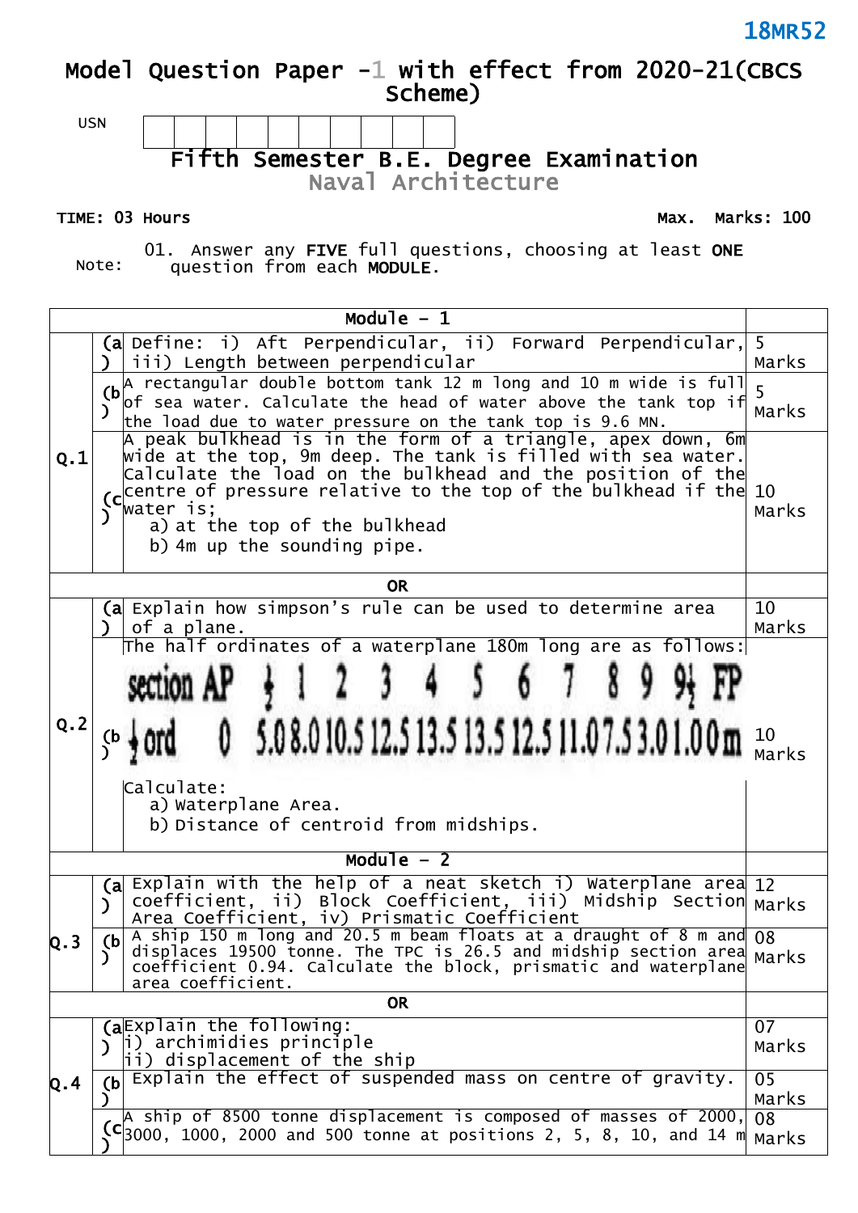18MR52

# Model Question Paper -1 with effect from 2020-21(CBCS Scheme)

USN | | | | | | | | | | |

## Fifth Semester B.E. Degree Examination
## Naval Architecture

**TIME: 03 Hours** **Max. Marks: 100**

Note: 01. Answer any **FIVE** full questions, choosing at least **ONE** question from each **MODULE**.

| | | Module – 1 | |
|---|---|---|---|
| Q.1 | (a) | Define: i) Aft Perpendicular, ii) Forward Perpendicular, iii) Length between perpendicular | 5 Marks |
| | (b) | A rectangular double bottom tank 12 m long and 10 m wide is full of sea water. Calculate the head of water above the tank top if the load due to water pressure on the tank top is 9.6 MN. | 5 Marks |
| | (c) | A peak bulkhead is in the form of a triangle, apex down, 6m wide at the top, 9m deep. The tank is filled with sea water. Calculate the load on the bulkhead and the position of the centre of pressure relative to the top of the bulkhead if the water is;<br>a) at the top of the bulkhead<br>b) 4m up the sounding pipe. | 10 Marks |
| | | OR | |
| Q.2 | (a) | Explain how simpson's rule can be used to determine area of a plane. | 10 Marks |
| | (b) | The half ordinates of a waterplane 180m long are as follows:<br>section AP ½ 1 2 3 4 5 6 7 8 9 9½ FP<br>½ ord 0 5.0 8.0 10.5 12.5 13.5 13.5 12.5 11.0 7.5 3.0 1.0 0m<br>Calculate:<br>a) Waterplane Area.<br>b) Distance of centroid from midships. | 10 Marks |
| | | Module – 2 | |
| Q.3 | (a) | Explain with the help of a neat sketch i) Waterplane area coefficient, ii) Block Coefficient, iii) Midship Section Area Coefficient, iv) Prismatic Coefficient | 12 Marks |
| | (b) | A ship 150 m long and 20.5 m beam floats at a draught of 8 m and displaces 19500 tonne. The TPC is 26.5 and midship section area coefficient 0.94. Calculate the block, prismatic and waterplane area coefficient. | 08 Marks |
| | | OR | |
| Q.4 | (a) | Explain the following:<br>i) archimidies principle<br>ii) displacement of the ship | 07 Marks |
| | (b) | Explain the effect of suspended mass on centre of gravity. | 05 Marks |
| | (c) | A ship of 8500 tonne displacement is composed of masses of 2000, 3000, 1000, 2000 and 500 tonne at positions 2, 5, 8, 10, and 14 m | 08 Marks |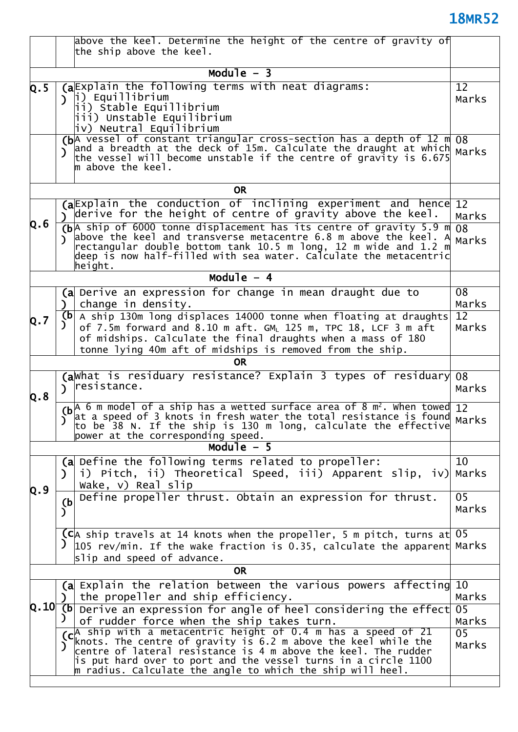| | | | |
|---|---|---|---|
| | | above the keel. Determine the height of the centre of gravity of the ship above the keel. | |
| **Module – 3** | | | |
| **Q.5** | (a) | Explain the following terms with neat diagrams:<br>i) Equillibrium<br>ii) Stable Equillibrium<br>iii) Unstable Equilibrium<br>iv) Neutral Equilibrium | 12 Marks |
| | (b) | A vessel of constant triangular cross-section has a depth of 12 m and a breadth at the deck of 15m. Calculate the draught at which the vessel will become unstable if the centre of gravity is 6.675 m above the keel. | 08 Marks |
| **OR** | | | |
| **Q.6** | (a) | Explain the conduction of inclining experiment and hence derive for the height of centre of gravity above the keel. | 12 Marks |
| | (b) | A ship of 6000 tonne displacement has its centre of gravity 5.9 m above the keel and transverse metacentre 6.8 m above the keel. A rectangular double bottom tank 10.5 m long, 12 m wide and 1.2 m deep is now half-filled with sea water. Calculate the metacentric height. | 08 Marks |
| **Module – 4** | | | |
| **Q.7** | (a) | Derive an expression for change in mean draught due to change in density. | 08 Marks |
| | (b) | A ship 130m long displaces 14000 tonne when floating at draughts of 7.5m forward and 8.10 m aft. $GM_L$ 125 m, TPC 18, LCF 3 m aft of midships. Calculate the final draughts when a mass of 180 tonne lying 40m aft of midships is removed from the ship. | 12 Marks |
| **OR** | | | |
| **Q.8** | (a) | What is residuary resistance? Explain 3 types of residuary resistance. | 08 Marks |
| | (b) | A 6 m model of a ship has a wetted surface area of 8 $m^2$. When towed at a speed of 3 knots in fresh water the total resistance is found to be 38 N. If the ship is 130 m long, calculate the effective power at the corresponding speed. | 12 Marks |
| **Module – 5** | | | |
| **Q.9** | (a) | Define the following terms related to propeller:<br>i) Pitch, ii) Theoretical Speed, iii) Apparent slip, iv) Wake, v) Real slip | 10 Marks |
| | (b) | Define propeller thrust. Obtain an expression for thrust. | 05 Marks |
| | (c) | A ship travels at 14 knots when the propeller, 5 m pitch, turns at 105 rev/min. If the wake fraction is 0.35, calculate the apparent slip and speed of advance. | 05 Marks |
| **OR** | | | |
| **Q.10** | (a) | Explain the relation between the various powers affecting the propeller and ship efficiency. | 10 Marks |
| | (b) | Derive an expression for angle of heel considering the effect of rudder force when the ship takes turn. | 05 Marks |
| | (c) | A ship with a metacentric height of 0.4 m has a speed of 21 knots. The centre of gravity is 6.2 m above the keel while the centre of lateral resistance is 4 m above the keel. The rudder is put hard over to port and the vessel turns in a circle 1100 m radius. Calculate the angle to which the ship will heel. | 05 Marks |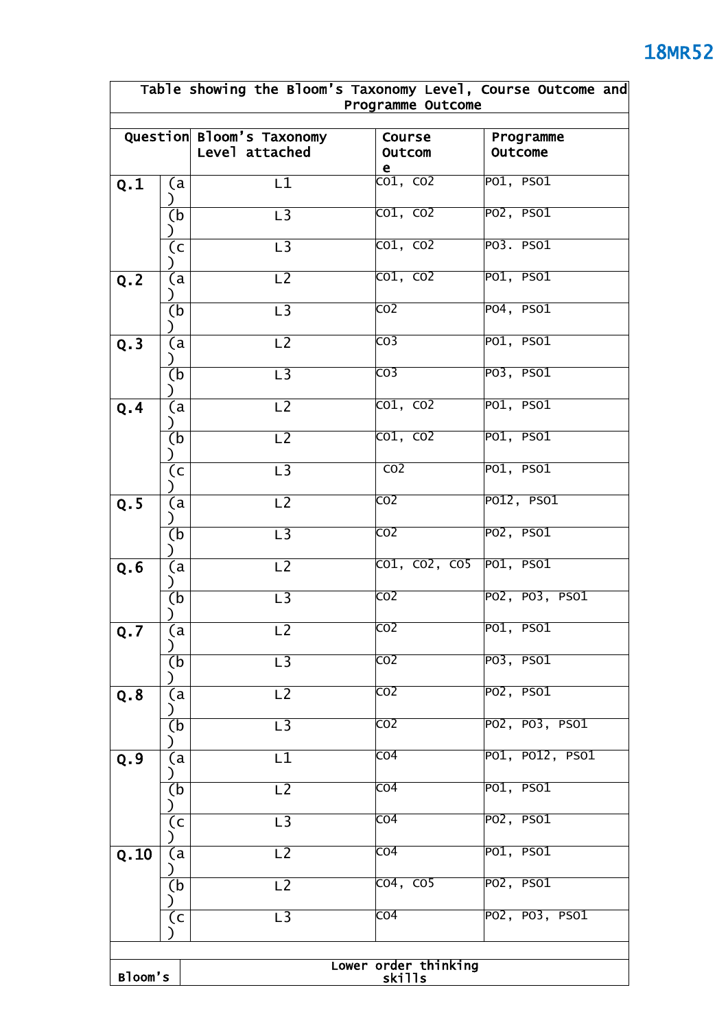| Table showing the Bloom's Taxonomy Level, Course Outcome and Programme Outcome | | | | |
|---|---|---|---|---|
| **Question** | | **Bloom's Taxonomy Level attached** | **Course Outcome** | **Programme Outcome** |
| **Q.1** | (a) | L1 | CO1, CO2 | PO1, PSO1 |
| | (b) | L3 | CO1, CO2 | PO2, PSO1 |
| | (c) | L3 | CO1, CO2 | PO3. PSO1 |
| **Q.2** | (a) | L2 | CO1, CO2 | PO1, PSO1 |
| | (b) | L3 | CO2 | PO4, PSO1 |
| **Q.3** | (a) | L2 | CO3 | PO1, PSO1 |
| | (b) | L3 | CO3 | PO3, PSO1 |
| **Q.4** | (a) | L2 | CO1, CO2 | PO1, PSO1 |
| | (b) | L2 | CO1, CO2 | PO1, PSO1 |
| | (c) | L3 | CO2 | PO1, PSO1 |
| **Q.5** | (a) | L2 | CO2 | PO12, PSO1 |
| | (b) | L3 | CO2 | PO2, PSO1 |
| **Q.6** | (a) | L2 | CO1, CO2, CO5 | PO1, PSO1 |
| | (b) | L3 | CO2 | PO2, PO3, PSO1 |
| **Q.7** | (a) | L2 | CO2 | PO1, PSO1 |
| | (b) | L3 | CO2 | PO3, PSO1 |
| **Q.8** | (a) | L2 | CO2 | PO2, PSO1 |
| | (b) | L3 | CO2 | PO2, PO3, PSO1 |
| **Q.9** | (a) | L1 | CO4 | PO1, PO12, PSO1 |
| | (b) | L2 | CO4 | PO1, PSO1 |
| | (c) | L3 | CO4 | PO2, PSO1 |
| **Q.10** | (a) | L2 | CO4 | PO1, PSO1 |
| | (b) | L2 | CO4, CO5 | PO2, PSO1 |
| | (c) | L3 | CO4 | PO2, PO3, PSO1 |

| Bloom's | Lower order thinking skills |
|---|---|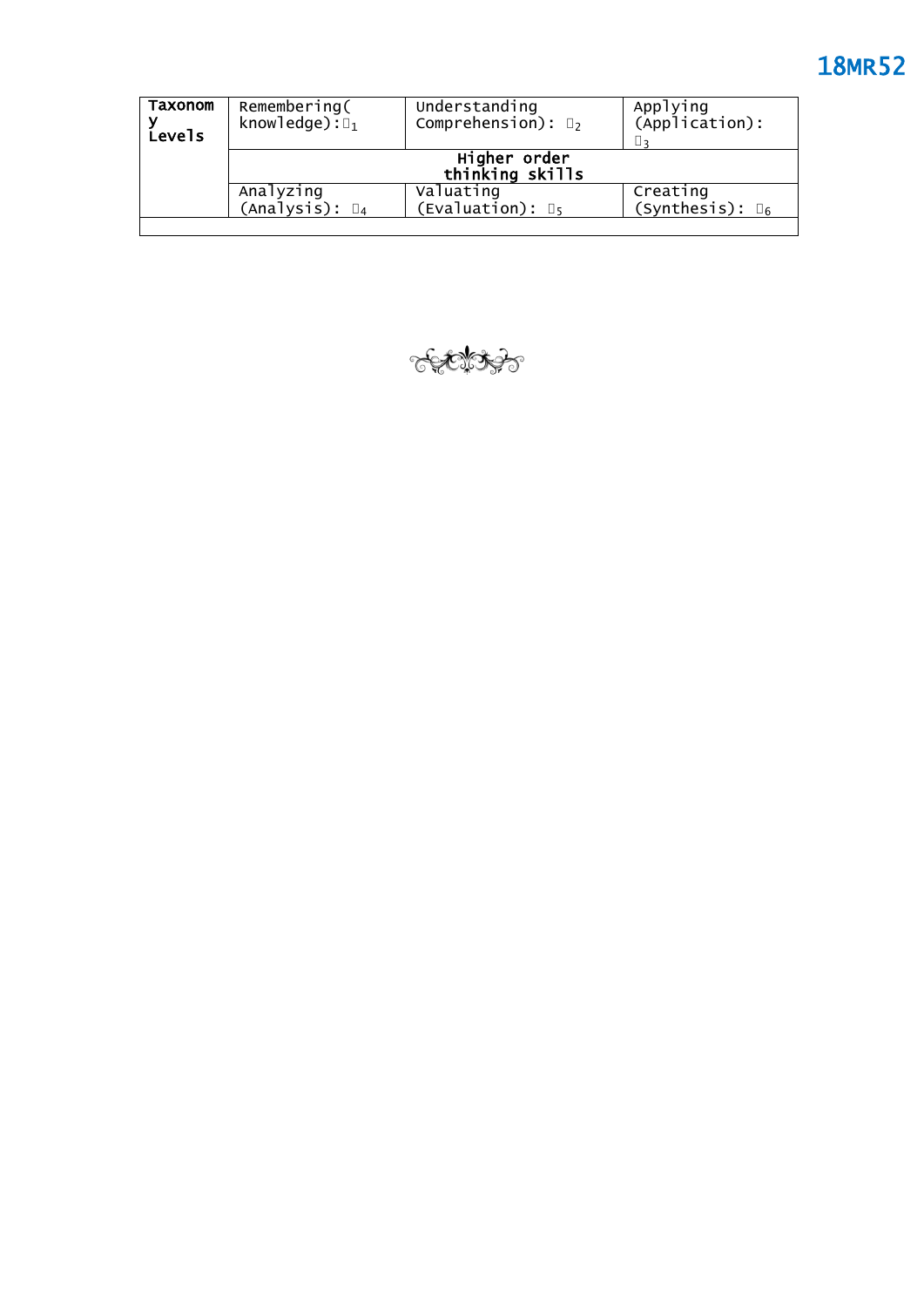| Taxonomy Levels | Remembering( knowledge): $L_1$ | Understanding Comprehension): $L_2$ | Applying (Application): $L_3$ |
|---|---|---|---|
| | Higher order thinking skills | | |
| | Analyzing (Analysis): $L_4$ | Valuating (Evaluation): $L_5$ | Creating (Synthesis): $L_6$ |
| | | | |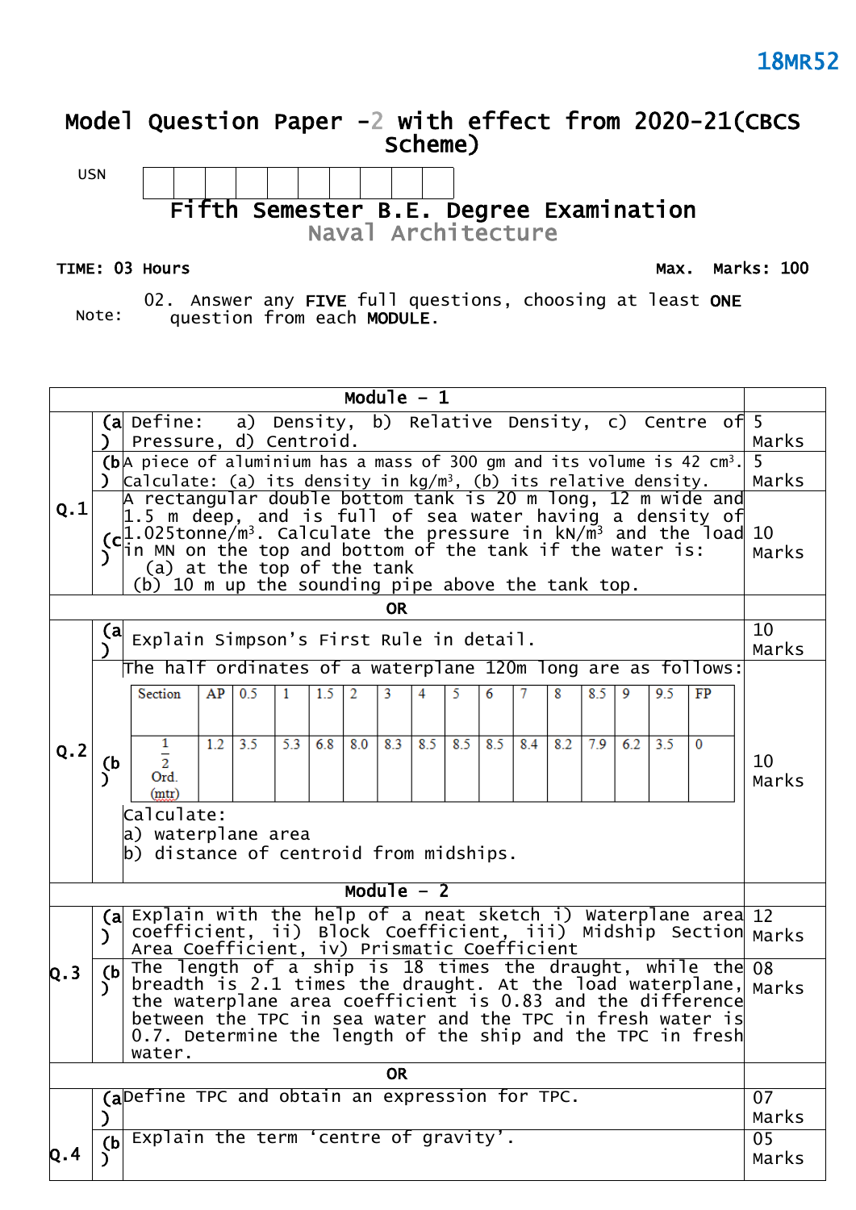18MR52

# Model Question Paper -2 with effect from 2020-21(CBCS Scheme)

USN

## Fifth Semester B.E. Degree Examination
### Naval Architecture

**TIME: 03 Hours** **Max. Marks: 100**

Note: 02. Answer any **FIVE** full questions, choosing at least **ONE** question from each **MODULE**.

| | | **Module – 1** | |
|---|---|---|---|
| Q.1 | (a) | Define: a) Density, b) Relative Density, c) Centre of Pressure, d) Centroid. | 5 Marks |
| | (b) | A piece of aluminium has a mass of 300 gm and its volume is 42 cm³. Calculate: (a) its density in kg/m³, (b) its relative density. | 5 Marks |
| | (c) | A rectangular double bottom tank is 20 m long, 12 m wide and 1.5 m deep, and is full of sea water having a density of 1.025tonne/m³. Calculate the pressure in kN/m³ and the load in MN on the top and bottom of the tank if the water is: (a) at the top of the tank (b) 10 m up the sounding pipe above the tank top. | 10 Marks |
| | | **OR** | |
| Q.2 | (a) | Explain Simpson's First Rule in detail. | 10 Marks |
| | (b) | The half ordinates of a waterplane 120m long are as follows: (see table below) Calculate: a) waterplane area b) distance of centroid from midships. | 10 Marks |
| | | **Module – 2** | |
| Q.3 | (a) | Explain with the help of a neat sketch i) Waterplane area coefficient, ii) Block Coefficient, iii) Midship Section Area Coefficient, iv) Prismatic Coefficient | 12 Marks |
| | (b) | The length of a ship is 18 times the draught, while the breadth is 2.1 times the draught. At the load waterplane, the waterplane area coefficient is 0.83 and the difference between the TPC in sea water and the TPC in fresh water is 0.7. Determine the length of the ship and the TPC in fresh water. | 08 Marks |
| | | **OR** | |
| Q.4 | (a) | Define TPC and obtain an expression for TPC. | 07 Marks |
| | (b) | Explain the term 'centre of gravity'. | 05 Marks |

Table for Q.2 (b):

| Section | AP | 0.5 | 1 | 1.5 | 2 | 3 | 4 | 5 | 6 | 7 | 8 | 8.5 | 9 | 9.5 | FP |
|---|---|---|---|---|---|---|---|---|---|---|---|---|---|---|---|
| $\frac{1}{2}$ Ord. (mtr) | 1.2 | 3.5 | 5.3 | 6.8 | 8.0 | 8.3 | 8.5 | 8.5 | 8.5 | 8.4 | 8.2 | 7.9 | 6.2 | 3.5 | 0 |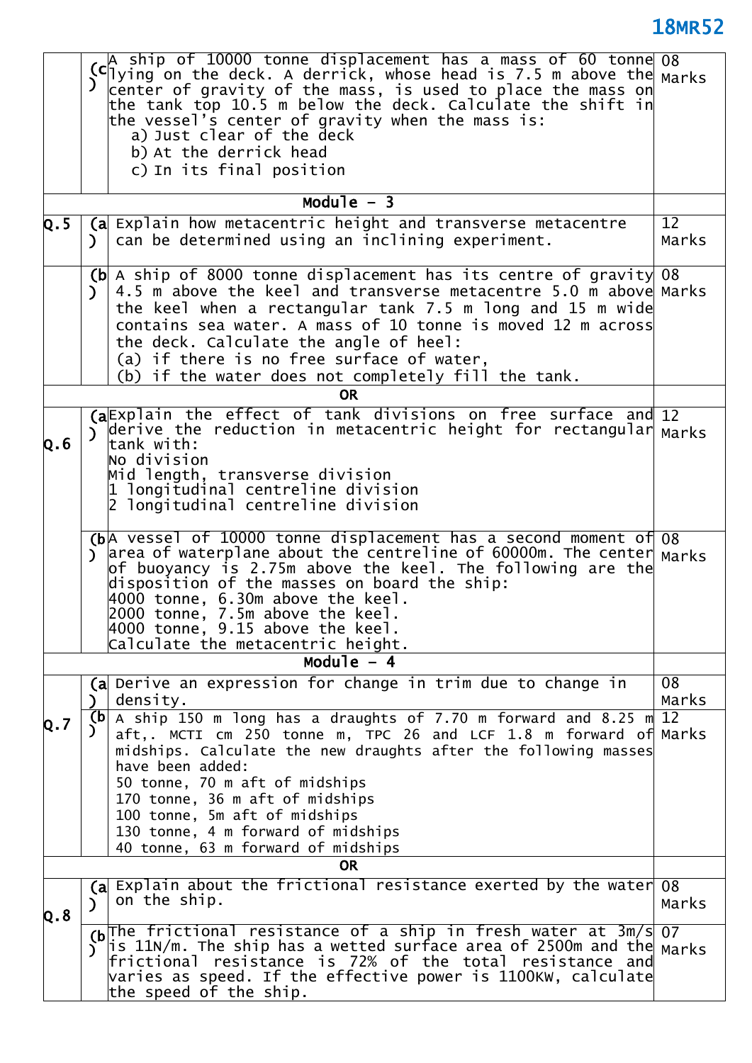| | | | |
|---|---|---|---|
| | (c) | A ship of 10000 tonne displacement has a mass of 60 tonne lying on the deck. A derrick, whose head is 7.5 m above the center of gravity of the mass, is used to place the mass on the tank top 10.5 m below the deck. Calculate the shift in the vessel's center of gravity when the mass is:<br>a) Just clear of the deck<br>b) At the derrick head<br>c) In its final position | 08 Marks |
| **Module – 3** | | | |
| **Q.5** | (a) | Explain how metacentric height and transverse metacentre can be determined using an inclining experiment. | 12 Marks |
| | (b) | A ship of 8000 tonne displacement has its centre of gravity 4.5 m above the keel and transverse metacentre 5.0 m above the keel when a rectangular tank 7.5 m long and 15 m wide contains sea water. A mass of 10 tonne is moved 12 m across the deck. Calculate the angle of heel:<br>(a) if there is no free surface of water,<br>(b) if the water does not completely fill the tank. | 08 Marks |
| **OR** | | | |
| **Q.6** | (a) | Explain the effect of tank divisions on free surface and derive the reduction in metacentric height for rectangular tank with:<br>No division<br>Mid length, transverse division<br>1 longitudinal centreline division<br>2 longitudinal centreline division | 12 Marks |
| | (b) | A vessel of 10000 tonne displacement has a second moment of area of waterplane about the centreline of 60000m. The center of buoyancy is 2.75m above the keel. The following are the disposition of the masses on board the ship:<br>4000 tonne, 6.30m above the keel.<br>2000 tonne, 7.5m above the keel.<br>4000 tonne, 9.15 above the keel.<br>Calculate the metacentric height. | 08 Marks |
| **Module – 4** | | | |
| **Q.7** | (a) | Derive an expression for change in trim due to change in density. | 08 Marks |
| | (b) | A ship 150 m long has a draughts of 7.70 m forward and 8.25 m aft,. MCTI cm 250 tonne m, TPC 26 and LCF 1.8 m forward of midships. Calculate the new draughts after the following masses have been added:<br>50 tonne, 70 m aft of midships<br>170 tonne, 36 m aft of midships<br>100 tonne, 5m aft of midships<br>130 tonne, 4 m forward of midships<br>40 tonne, 63 m forward of midships | 12 Marks |
| **OR** | | | |
| **Q.8** | (a) | Explain about the frictional resistance exerted by the water on the ship. | 08 Marks |
| | (b) | The frictional resistance of a ship in fresh water at 3m/s is 11N/m. The ship has a wetted surface area of 2500m and the frictional resistance is 72% of the total resistance and varies as speed. If the effective power is 1100KW, calculate the speed of the ship. | 07 Marks |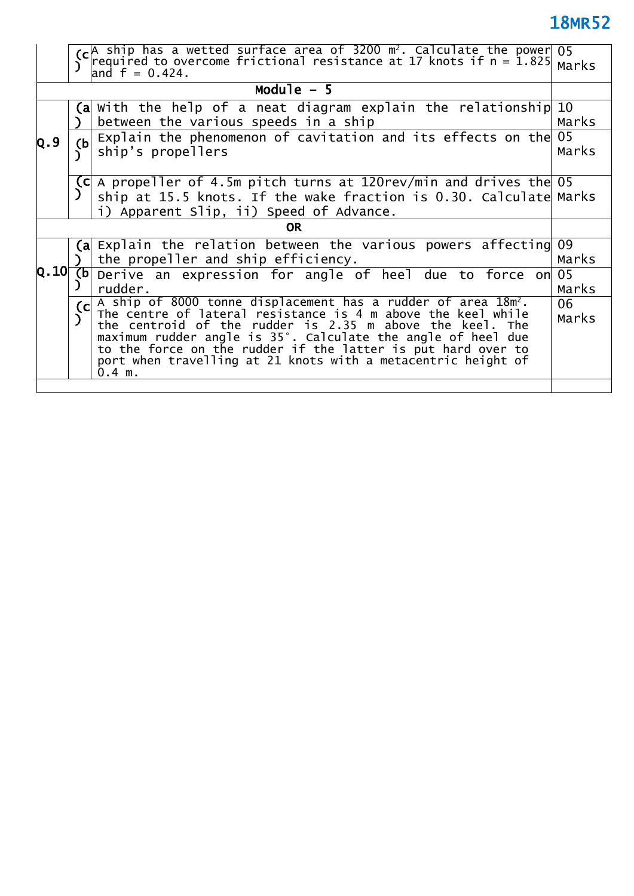| | | | |
|---|---|---|---|
| | (c) | A ship has a wetted surface area of 3200 $m^2$. Calculate the power required to overcome frictional resistance at 17 knots if n = 1.825 and f = 0.424. | 05 Marks |
| **Module – 5** | | | |
| **Q.9** | (a) | With the help of a neat diagram explain the relationship between the various speeds in a ship | 10 Marks |
| | (b) | Explain the phenomenon of cavitation and its effects on the ship's propellers | 05 Marks |
| | (c) | A propeller of 4.5m pitch turns at 120rev/min and drives the ship at 15.5 knots. If the wake fraction is 0.30. Calculate i) Apparent Slip, ii) Speed of Advance. | 05 Marks |
| **OR** | | | |
| **Q.10** | (a) | Explain the relation between the various powers affecting the propeller and ship efficiency. | 09 Marks |
| | (b) | Derive an expression for angle of heel due to force on rudder. | 05 Marks |
| | (c) | A ship of 8000 tonne displacement has a rudder of area 18$m^2$. The centre of lateral resistance is 4 m above the keel while the centroid of the rudder is 2.35 m above the keel. The maximum rudder angle is 35°. Calculate the angle of heel due to the force on the rudder if the latter is put hard over to port when travelling at 21 knots with a metacentric height of 0.4 m. | 06 Marks |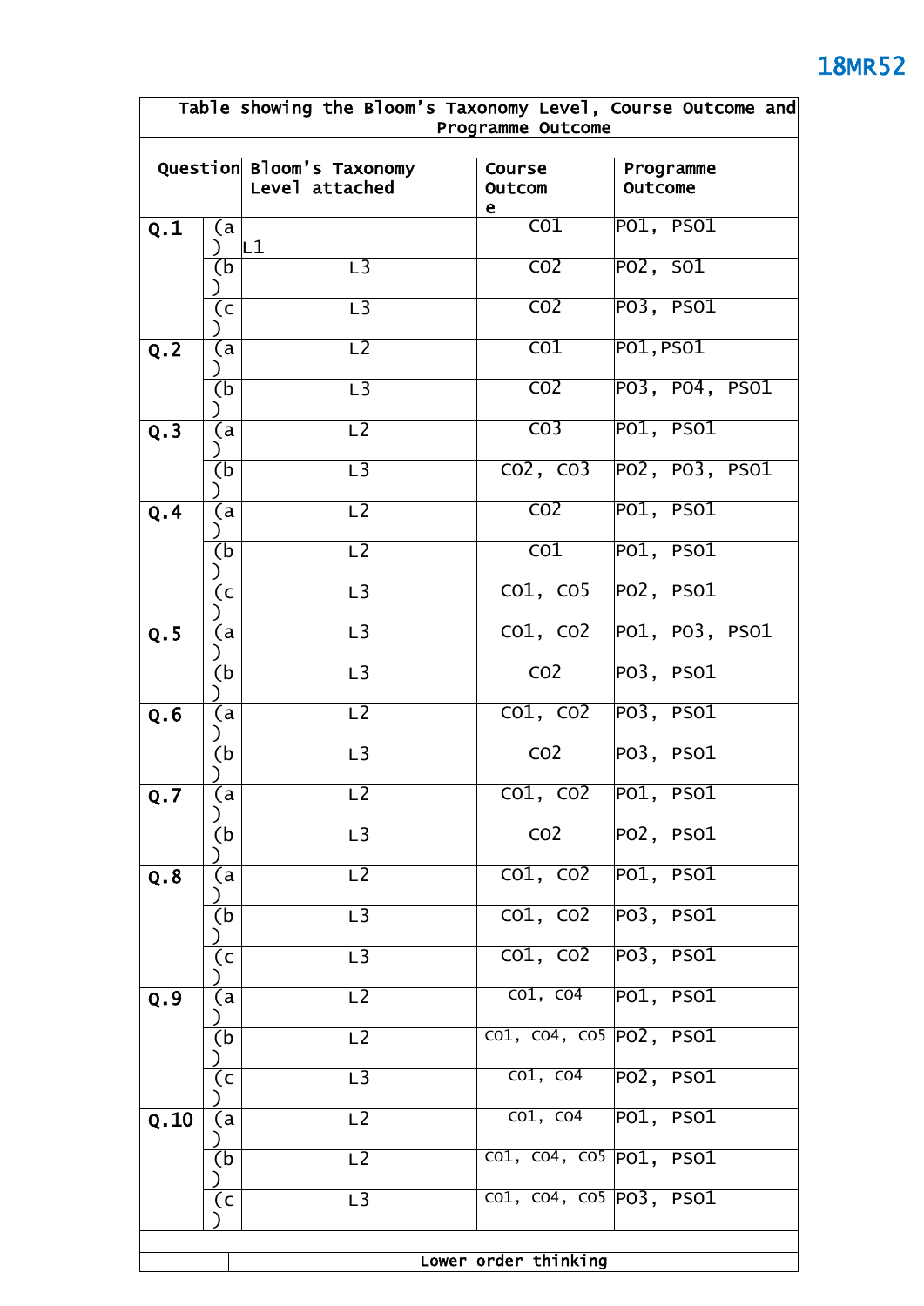18MR52

| Table showing the Bloom's Taxonomy Level, Course Outcome and Programme Outcome | | | | |
|---|---|---|---|---|
| Question | | Bloom's Taxonomy Level attached | Course Outcome | Programme Outcome |
| Q.1 | (a) | L1 | CO1 | PO1, PSO1 |
| | (b) | L3 | CO2 | PO2, SO1 |
| | (c) | L3 | CO2 | PO3, PSO1 |
| Q.2 | (a) | L2 | CO1 | PO1,PSO1 |
| | (b) | L3 | CO2 | PO3, PO4, PSO1 |
| Q.3 | (a) | L2 | CO3 | PO1, PSO1 |
| | (b) | L3 | CO2, CO3 | PO2, PO3, PSO1 |
| Q.4 | (a) | L2 | CO2 | PO1, PSO1 |
| | (b) | L2 | CO1 | PO1, PSO1 |
| | (c) | L3 | CO1, CO5 | PO2, PSO1 |
| Q.5 | (a) | L3 | CO1, CO2 | PO1, PO3, PSO1 |
| | (b) | L3 | CO2 | PO3, PSO1 |
| Q.6 | (a) | L2 | CO1, CO2 | PO3, PSO1 |
| | (b) | L3 | CO2 | PO3, PSO1 |
| Q.7 | (a) | L2 | CO1, CO2 | PO1, PSO1 |
| | (b) | L3 | CO2 | PO2, PSO1 |
| Q.8 | (a) | L2 | CO1, CO2 | PO1, PSO1 |
| | (b) | L3 | CO1, CO2 | PO3, PSO1 |
| | (c) | L3 | CO1, CO2 | PO3, PSO1 |
| Q.9 | (a) | L2 | CO1, CO4 | PO1, PSO1 |
| | (b) | L2 | CO1, CO4, CO5 | PO2, PSO1 |
| | (c) | L3 | CO1, CO4 | PO2, PSO1 |
| Q.10 | (a) | L2 | CO1, CO4 | PO1, PSO1 |
| | (b) | L2 | CO1, CO4, CO5 | PO1, PSO1 |
| | (c) | L3 | CO1, CO4, CO5 | PO3, PSO1 |
| | | Lower order thinking | | |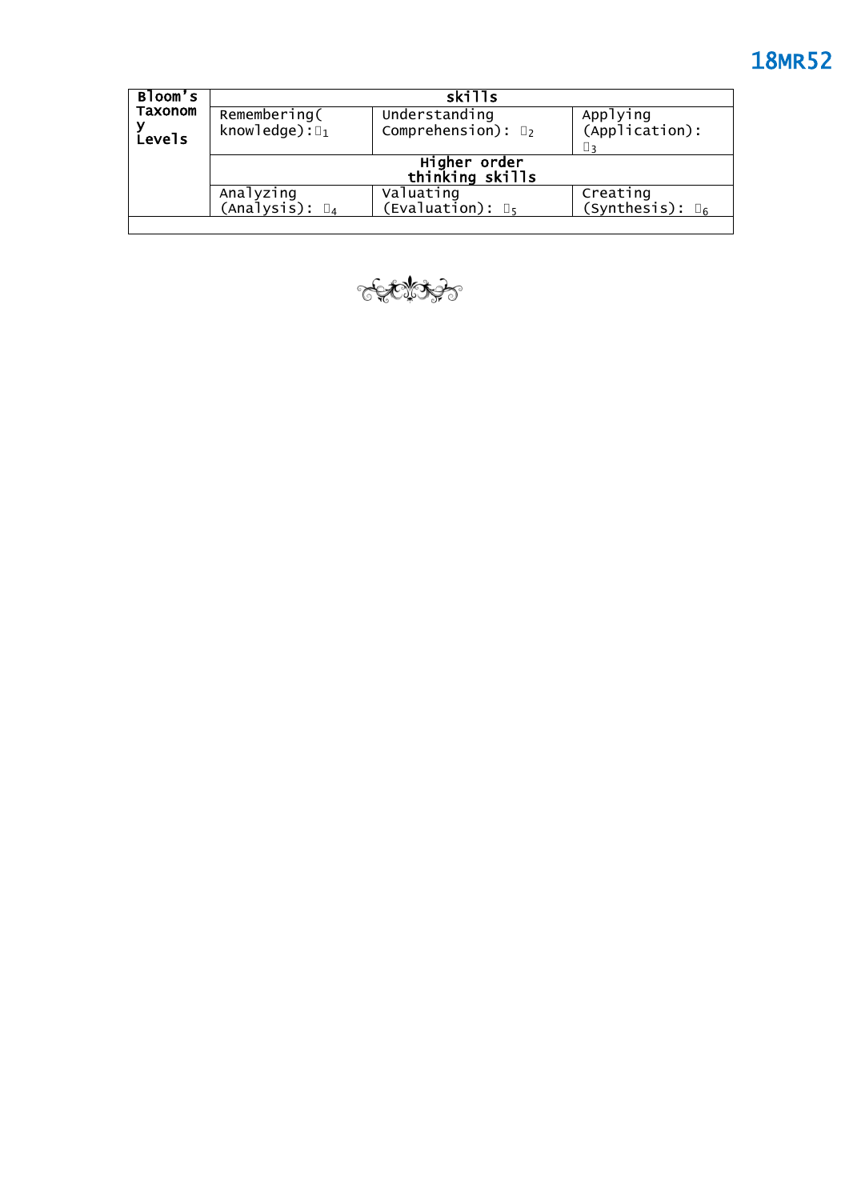| Bloom's Taxonomy Levels | skills | | |
|---|---|---|---|
| | Remembering( knowledge): $L_1$ | Understanding Comprehension): $L_2$ | Applying (Application): $L_3$ |
| | Higher order thinking skills | | |
| | Analyzing (Analysis): $L_4$ | Valuating (Evaluation): $L_5$ | Creating (Synthesis): $L_6$ |
| | | | |